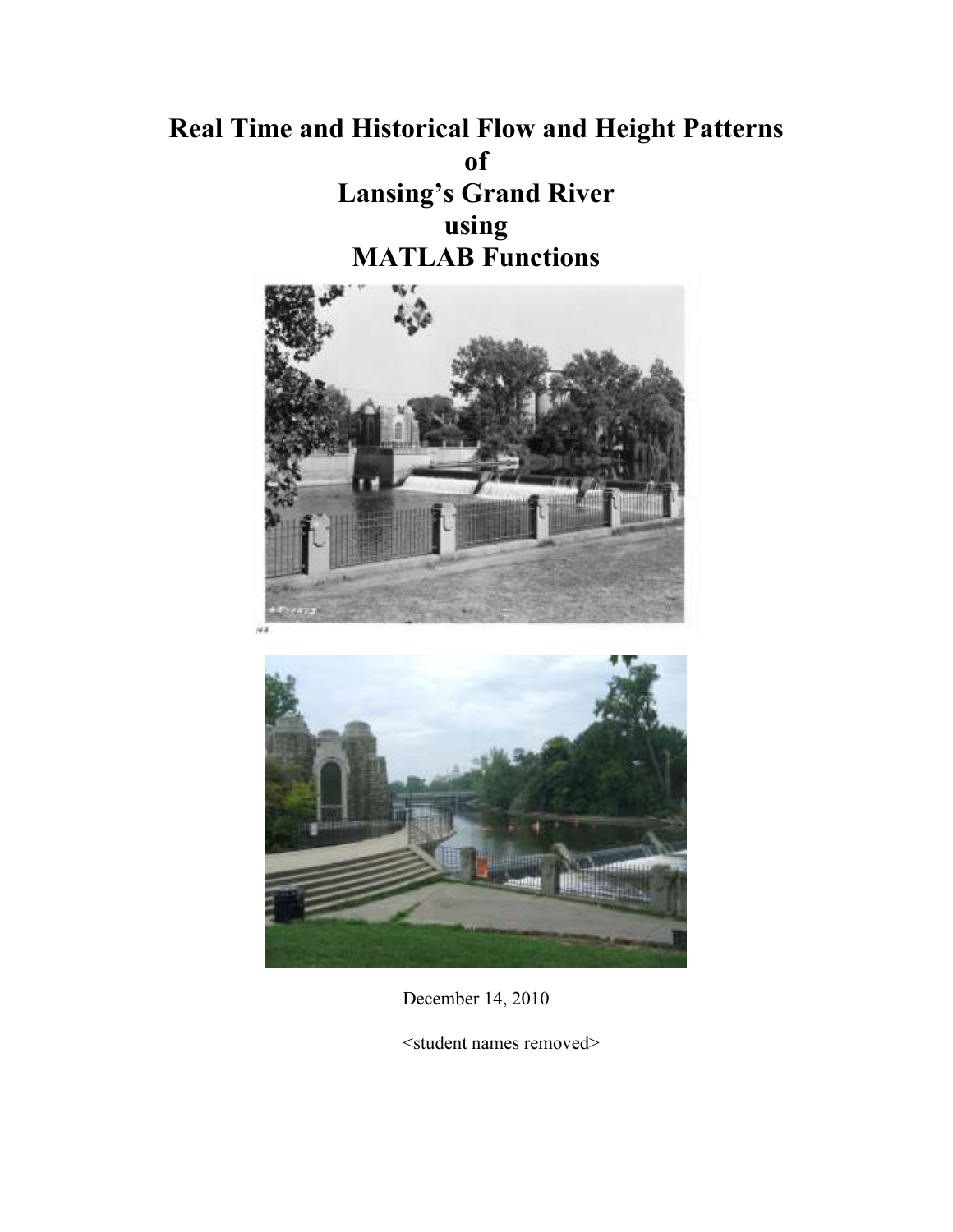# Real Time and Historical Flow and Height Patterns of Lansing's Grand River using MATLAB Functions

December 14, 2010

<student names removed>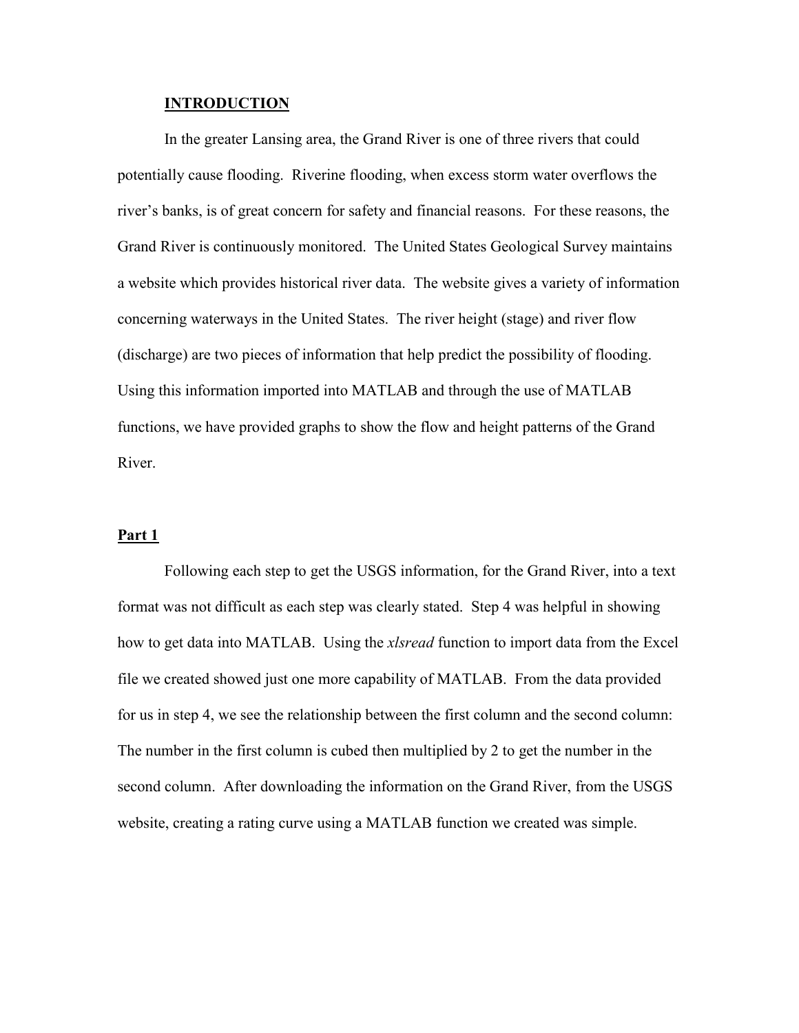## INTRODUCTION

In the greater Lansing area, the Grand River is one of three rivers that could potentially cause flooding. Riverine flooding, when excess storm water overflows the river's banks, is of great concern for safety and financial reasons. For these reasons, the Grand River is continuously monitored. The United States Geological Survey maintains a website which provides historical river data. The website gives a variety of information concerning waterways in the United States. The river height (stage) and river flow (discharge) are two pieces of information that help predict the possibility of flooding. Using this information imported into MATLAB and through the use of MATLAB functions, we have provided graphs to show the flow and height patterns of the Grand River.

## Part 1

Following each step to get the USGS information, for the Grand River, into a text format was not difficult as each step was clearly stated. Step 4 was helpful in showing how to get data into MATLAB. Using the *xlsread* function to import data from the Excel file we created showed just one more capability of MATLAB. From the data provided for us in step 4, we see the relationship between the first column and the second column: The number in the first column is cubed then multiplied by 2 to get the number in the second column. After downloading the information on the Grand River, from the USGS website, creating a rating curve using a MATLAB function we created was simple.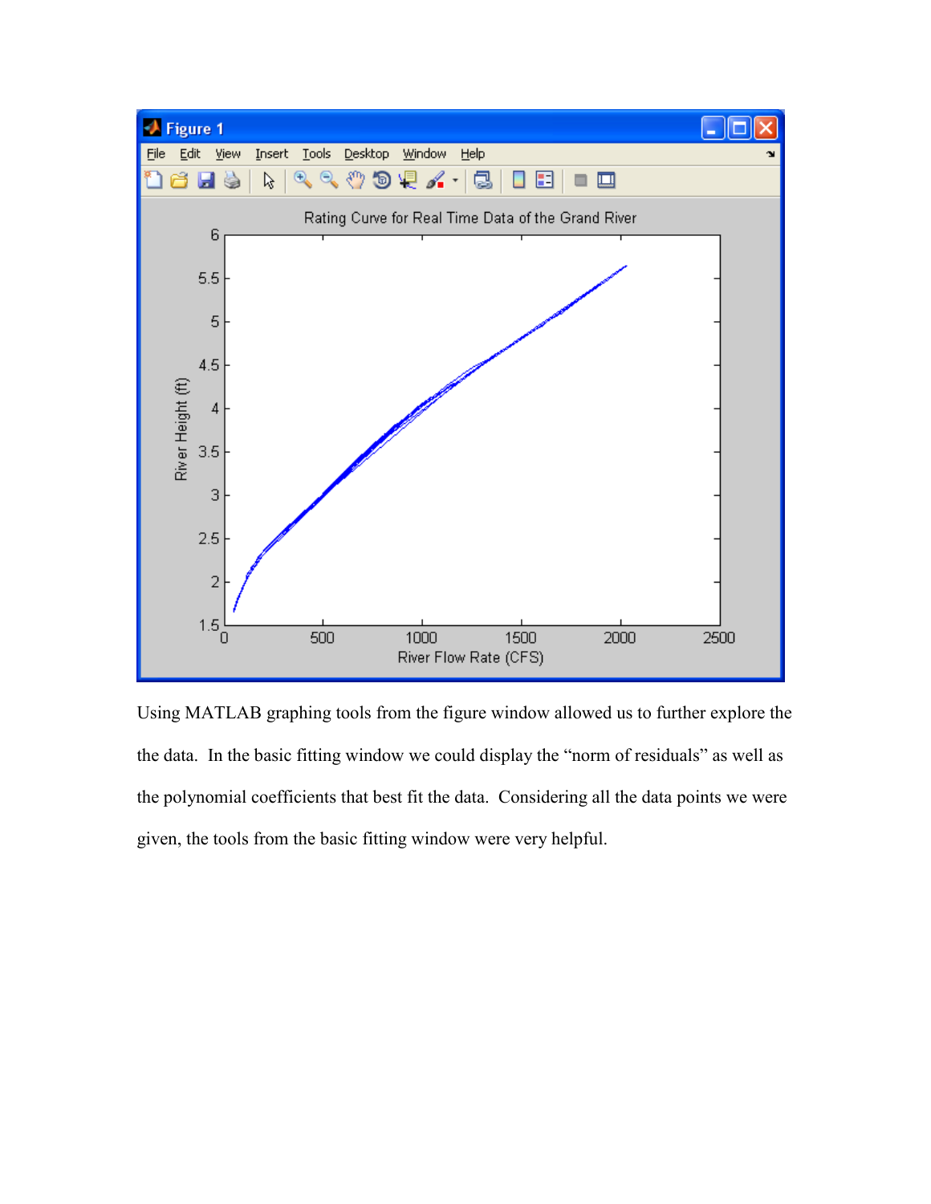Using MATLAB graphing tools from the figure window allowed us to further explore the the data. In the basic fitting window we could display the "norm of residuals" as well as the polynomial coefficients that best fit the data. Considering all the data points we were given, the tools from the basic fitting window were very helpful.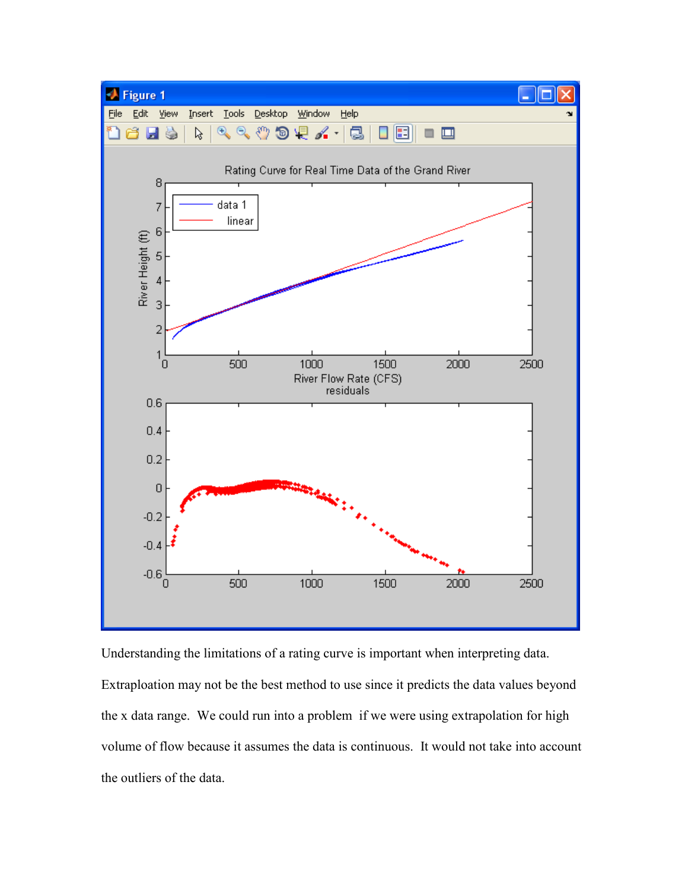Understanding the limitations of a rating curve is important when interpreting data. Extraploation may not be the best method to use since it predicts the data values beyond the x data range. We could run into a problem if we were using extrapolation for high volume of flow because it assumes the data is continuous. It would not take into account the outliers of the data.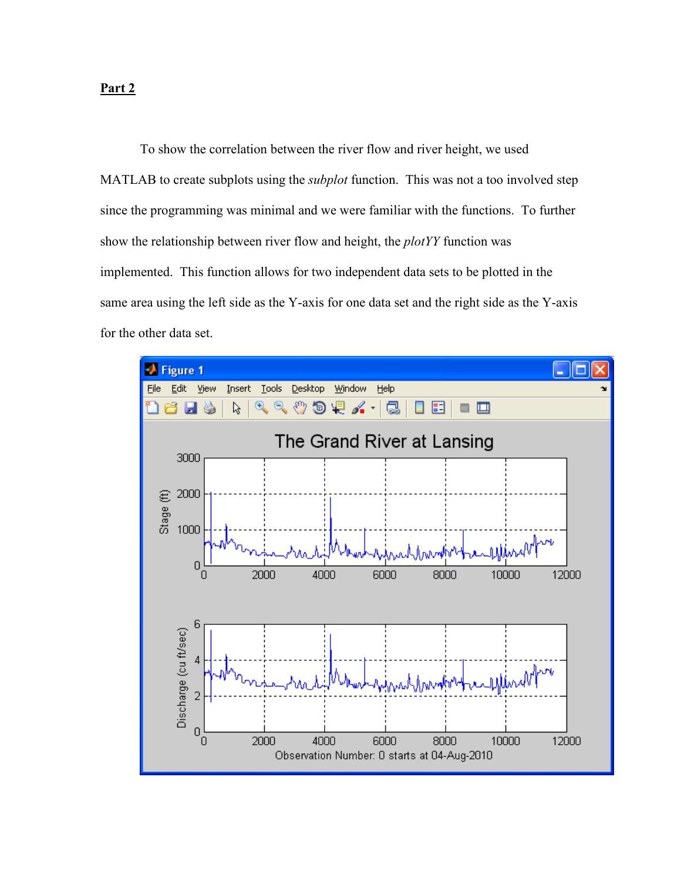**Part 2**

To show the correlation between the river flow and river height, we used MATLAB to create subplots using the *subplot* function. This was not a too involved step since the programming was minimal and we were familiar with the functions. To further show the relationship between river flow and height, the *plotYY* function was implemented. This function allows for two independent data sets to be plotted in the same area using the left side as the Y-axis for one data set and the right side as the Y-axis for the other data set.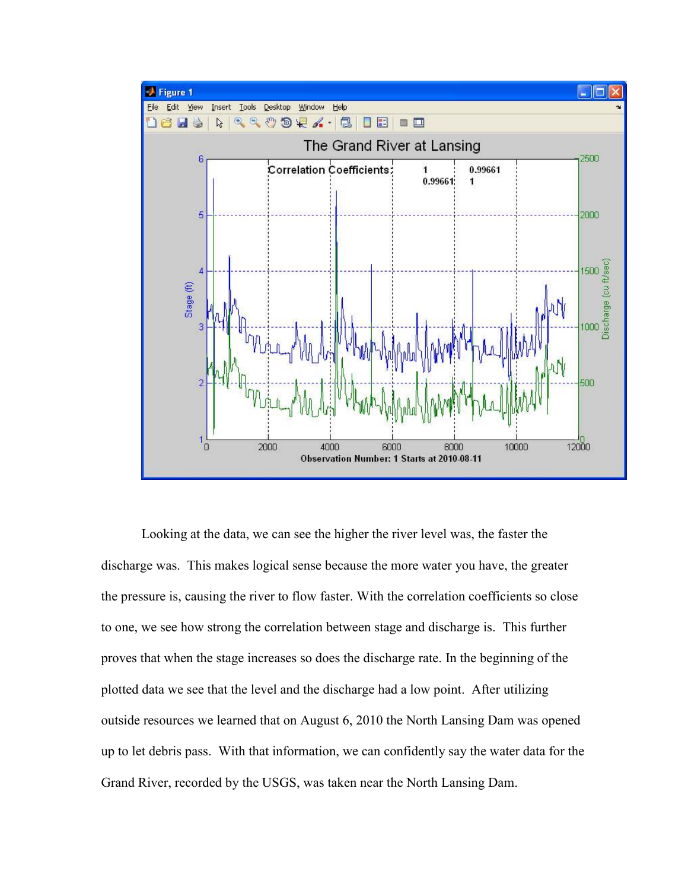Looking at the data, we can see the higher the river level was, the faster the discharge was. This makes logical sense because the more water you have, the greater the pressure is, causing the river to flow faster. With the correlation coefficients so close to one, we see how strong the correlation between stage and discharge is. This further proves that when the stage increases so does the discharge rate. In the beginning of the plotted data we see that the level and the discharge had a low point. After utilizing outside resources we learned that on August 6, 2010 the North Lansing Dam was opened up to let debris pass. With that information, we can confidently say the water data for the Grand River, recorded by the USGS, was taken near the North Lansing Dam.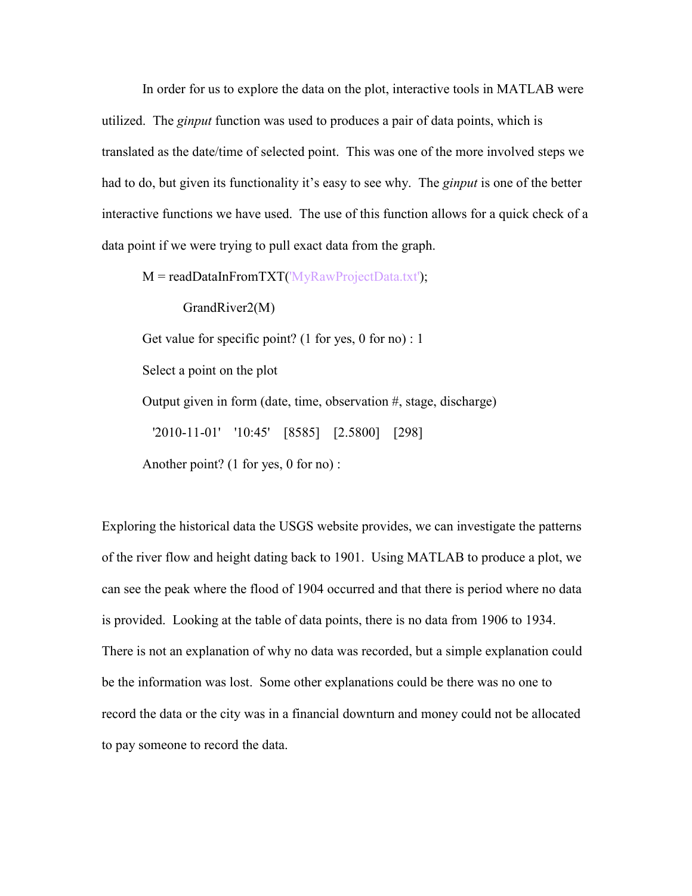In order for us to explore the data on the plot, interactive tools in MATLAB were utilized. The *ginput* function was used to produces a pair of data points, which is translated as the date/time of selected point. This was one of the more involved steps we had to do, but given its functionality it's easy to see why. The *ginput* is one of the better interactive functions we have used. The use of this function allows for a quick check of a data point if we were trying to pull exact data from the graph.

```
M = readDataInFromTXT('MyRawProjectData.txt');
    GrandRiver2(M)
Get value for specific point? (1 for yes, 0 for no) : 1
Select a point on the plot
Output given in form (date, time, observation #, stage, discharge)
  '2010-11-01'    '10:45'    [8585]    [2.5800]    [298]
Another point? (1 for yes, 0 for no) :
```

Exploring the historical data the USGS website provides, we can investigate the patterns of the river flow and height dating back to 1901. Using MATLAB to produce a plot, we can see the peak where the flood of 1904 occurred and that there is period where no data is provided. Looking at the table of data points, there is no data from 1906 to 1934. There is not an explanation of why no data was recorded, but a simple explanation could be the information was lost. Some other explanations could be there was no one to record the data or the city was in a financial downturn and money could not be allocated to pay someone to record the data.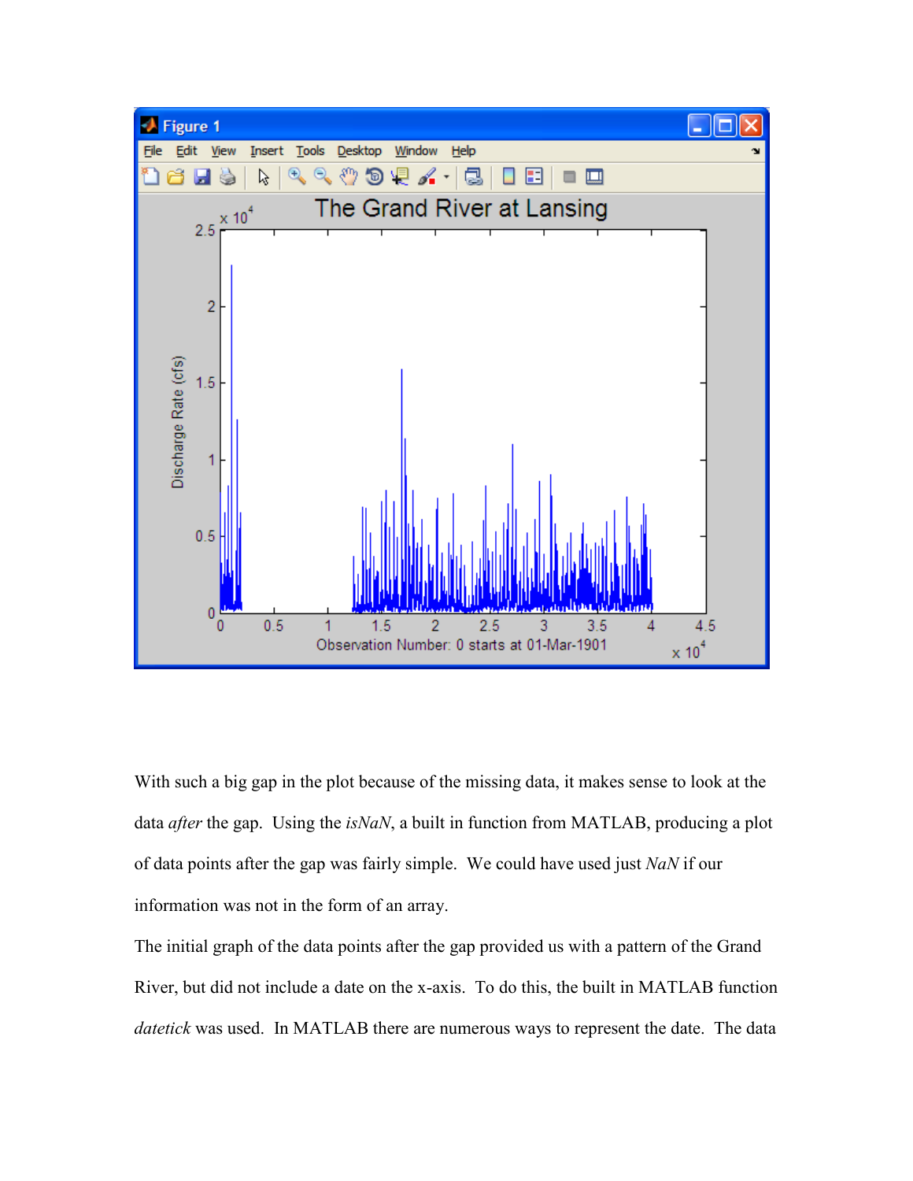With such a big gap in the plot because of the missing data, it makes sense to look at the data *after* the gap. Using the *isNaN*, a built in function from MATLAB, producing a plot of data points after the gap was fairly simple. We could have used just *NaN* if our information was not in the form of an array.

The initial graph of the data points after the gap provided us with a pattern of the Grand River, but did not include a date on the x-axis. To do this, the built in MATLAB function *datetick* was used. In MATLAB there are numerous ways to represent the date. The data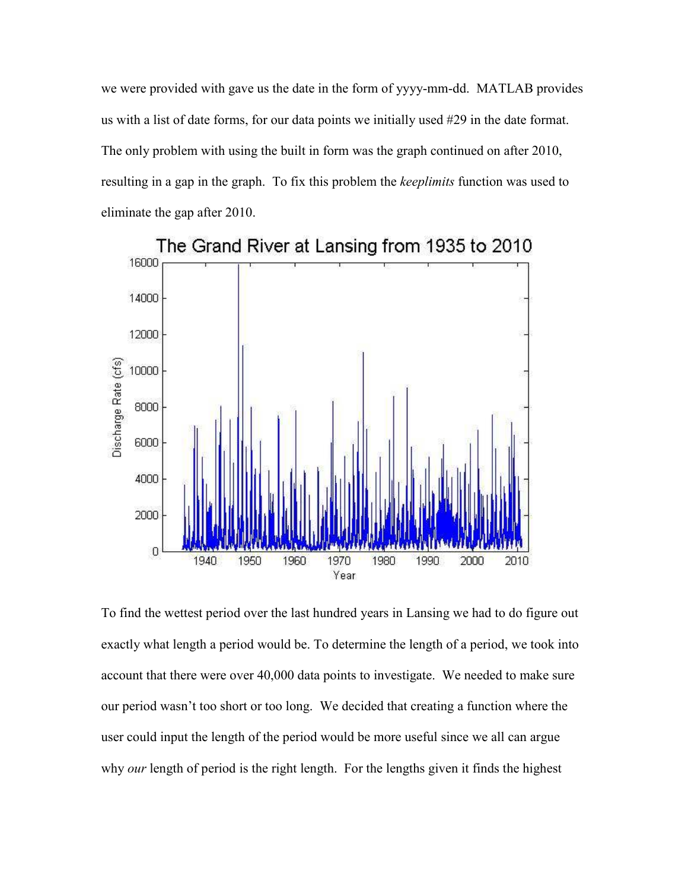we were provided with gave us the date in the form of yyyy-mm-dd. MATLAB provides us with a list of date forms, for our data points we initially used #29 in the date format. The only problem with using the built in form was the graph continued on after 2010, resulting in a gap in the graph. To fix this problem the *keeplimits* function was used to eliminate the gap after 2010.

To find the wettest period over the last hundred years in Lansing we had to do figure out exactly what length a period would be. To determine the length of a period, we took into account that there were over 40,000 data points to investigate. We needed to make sure our period wasn't too short or too long. We decided that creating a function where the user could input the length of the period would be more useful since we all can argue why *our* length of period is the right length. For the lengths given it finds the highest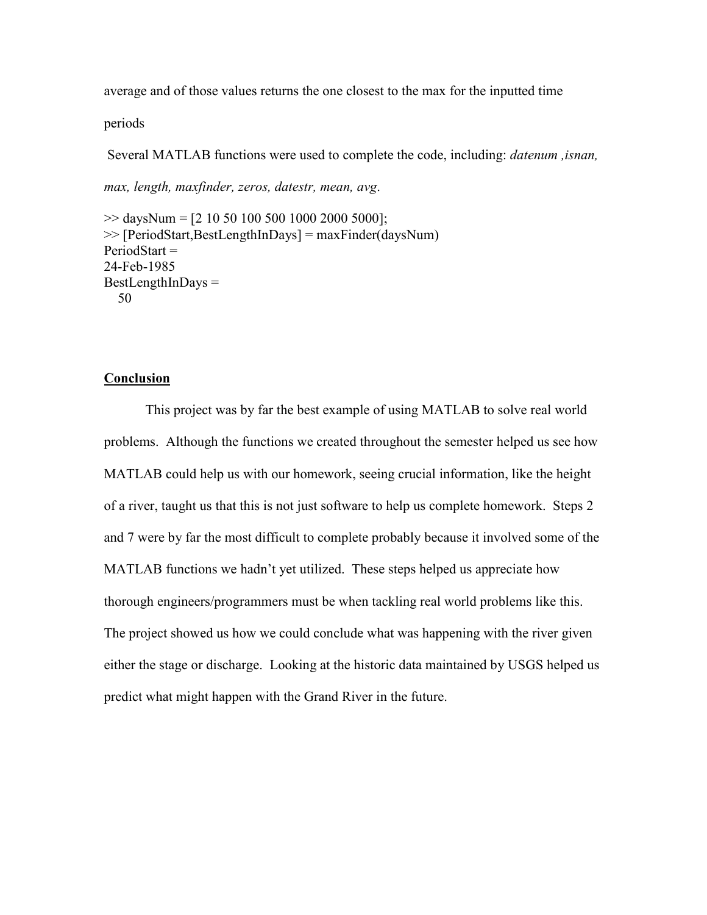average and of those values returns the one closest to the max for the inputted time periods

Several MATLAB functions were used to complete the code, including: *datenum ,isnan, max, length, maxfinder, zeros, datestr, mean, avg*.

```
>> daysNum = [2 10 50 100 500 1000 2000 5000];
>> [PeriodStart,BestLengthInDays] = maxFinder(daysNum)
PeriodStart =
24-Feb-1985
BestLengthInDays =
   50
```

## Conclusion

This project was by far the best example of using MATLAB to solve real world problems. Although the functions we created throughout the semester helped us see how MATLAB could help us with our homework, seeing crucial information, like the height of a river, taught us that this is not just software to help us complete homework. Steps 2 and 7 were by far the most difficult to complete probably because it involved some of the MATLAB functions we hadn't yet utilized. These steps helped us appreciate how thorough engineers/programmers must be when tackling real world problems like this. The project showed us how we could conclude what was happening with the river given either the stage or discharge. Looking at the historic data maintained by USGS helped us predict what might happen with the Grand River in the future.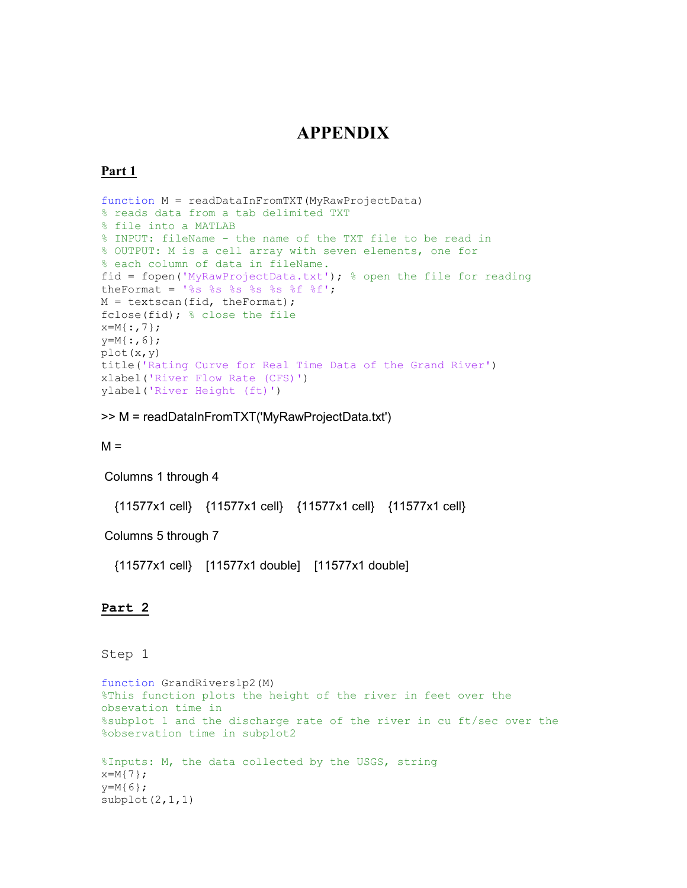# APPENDIX

**Part 1**

```
function M = readDataInFromTXT(MyRawProjectData)
% reads data from a tab delimited TXT
% file into a MATLAB
% INPUT: fileName - the name of the TXT file to be read in
% OUTPUT: M is a cell array with seven elements, one for
% each column of data in fileName.
fid = fopen('MyRawProjectData.txt'); % open the file for reading
theFormat = '%s %s %s %s %s %f %f';
M = textscan(fid, theFormat);
fclose(fid); % close the file
x=M{:,7};
y=M{:,6};
plot(x,y)
title('Rating Curve for Real Time Data of the Grand River')
xlabel('River Flow Rate (CFS)')
ylabel('River Height (ft)')
```

```
>> M = readDataInFromTXT('MyRawProjectData.txt')

M =

 Columns 1 through 4

   {11577x1 cell}    {11577x1 cell}    {11577x1 cell}    {11577x1 cell}

 Columns 5 through 7

   {11577x1 cell}    [11577x1 double]    [11577x1 double]
```

**Part 2**

Step 1

```
function GrandRivers1p2(M)
%This function plots the height of the river in feet over the
obsevation time in
%subplot 1 and the discharge rate of the river in cu ft/sec over the
%observation time in subplot2

%Inputs: M, the data collected by the USGS, string
x=M{7};
y=M{6};
subplot(2,1,1)
```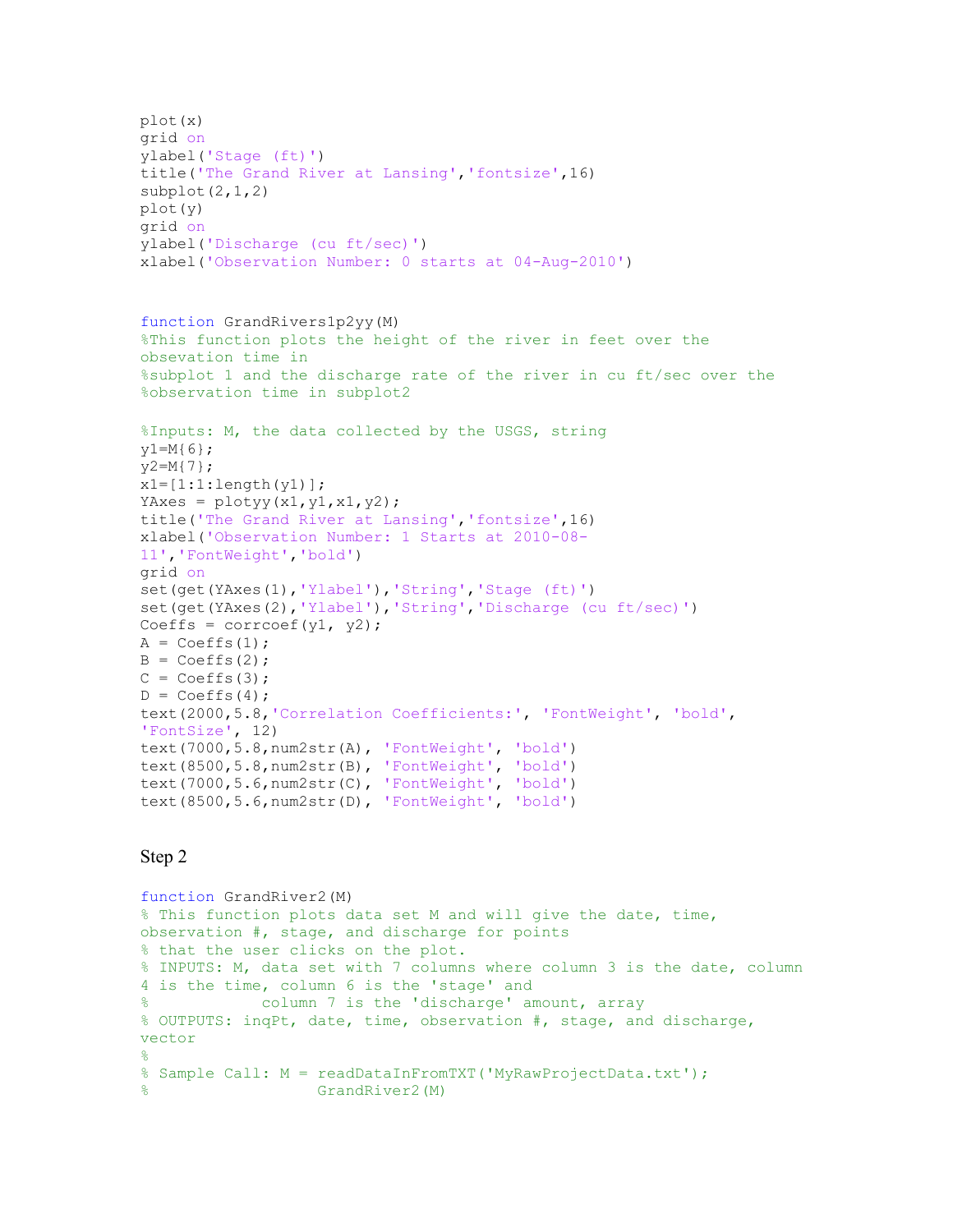```
plot(x)
grid on
ylabel('Stage (ft)')
title('The Grand River at Lansing','fontsize',16)
subplot(2,1,2)
plot(y)
grid on
ylabel('Discharge (cu ft/sec)')
xlabel('Observation Number: 0 starts at 04-Aug-2010')
```

```
function GrandRivers1p2yy(M)
%This function plots the height of the river in feet over the
obsevation time in
%subplot 1 and the discharge rate of the river in cu ft/sec over the
%observation time in subplot2

%Inputs: M, the data collected by the USGS, string
y1=M{6};
y2=M{7};
x1=[1:1:length(y1)];
YAxes = plotyy(x1,y1,x1,y2);
title('The Grand River at Lansing','fontsize',16)
xlabel('Observation Number: 1 Starts at 2010-08-
11','FontWeight','bold')
grid on
set(get(YAxes(1),'Ylabel'),'String','Stage (ft)')
set(get(YAxes(2),'Ylabel'),'String','Discharge (cu ft/sec)')
Coeffs = corrcoef(y1, y2);
A = Coeffs(1);
B = Coeffs(2);
C = Coeffs(3);
D = Coeffs(4);
text(2000,5.8,'Correlation Coefficients:', 'FontWeight', 'bold',
'FontSize', 12)
text(7000,5.8,num2str(A), 'FontWeight', 'bold')
text(8500,5.8,num2str(B), 'FontWeight', 'bold')
text(7000,5.6,num2str(C), 'FontWeight', 'bold')
text(8500,5.6,num2str(D), 'FontWeight', 'bold')
```

Step 2

```
function GrandRiver2(M)
% This function plots data set M and will give the date, time,
observation #, stage, and discharge for points
% that the user clicks on the plot.
% INPUTS: M, data set with 7 columns where column 3 is the date, column
4 is the time, column 6 is the 'stage' and
%            column 7 is the 'discharge' amount, array
% OUTPUTS: inqPt, date, time, observation #, stage, and discharge,
vector
%
% Sample Call: M = readDataInFromTXT('MyRawProjectData.txt');
%                  GrandRiver2(M)
```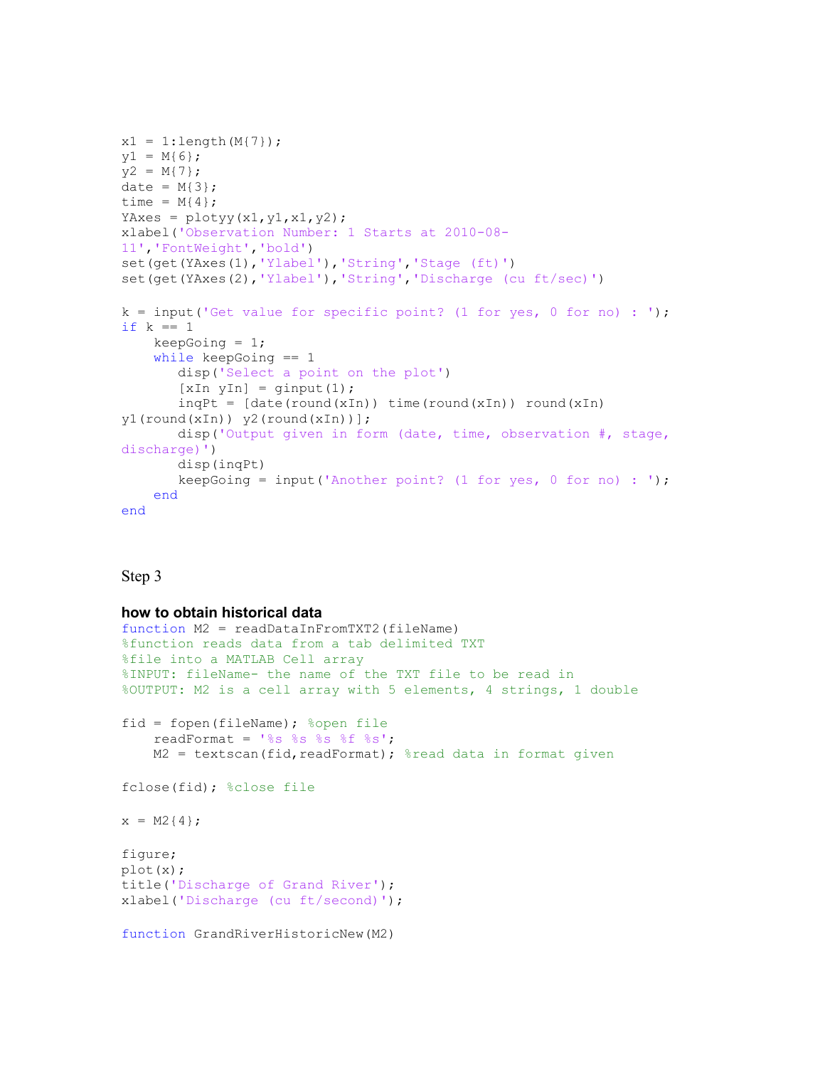```
x1 = 1:length(M{7});
y1 = M{6};
y2 = M{7};
date = M{3};
time = M{4};
YAxes = plotyy(x1,y1,x1,y2);
xlabel('Observation Number: 1 Starts at 2010-08-11','FontWeight','bold')
set(get(YAxes(1),'Ylabel'),'String','Stage (ft)')
set(get(YAxes(2),'Ylabel'),'String','Discharge (cu ft/sec)')

k = input('Get value for specific point? (1 for yes, 0 for no) : ');
if k == 1
    keepGoing = 1;
    while keepGoing == 1
       disp('Select a point on the plot')
       [xIn yIn] = ginput(1);
       inqPt = [date(round(xIn)) time(round(xIn)) round(xIn) y1(round(xIn)) y2(round(xIn))];
       disp('Output given in form (date, time, observation #, stage, discharge)')
       disp(inqPt)
       keepGoing = input('Another point? (1 for yes, 0 for no) : ');
    end
end
```

Step 3

**how to obtain historical data**

```
function M2 = readDataInFromTXT2(fileName)
%function reads data from a tab delimited TXT
%file into a MATLAB Cell array
%INPUT: fileName- the name of the TXT file to be read in
%OUTPUT: M2 is a cell array with 5 elements, 4 strings, 1 double

fid = fopen(fileName); %open file
    readFormat = '%s %s %s %f %s';
    M2 = textscan(fid,readFormat); %read data in format given

fclose(fid); %close file

x = M2{4};

figure;
plot(x);
title('Discharge of Grand River');
xlabel('Discharge (cu ft/second)');

function GrandRiverHistoricNew(M2)
```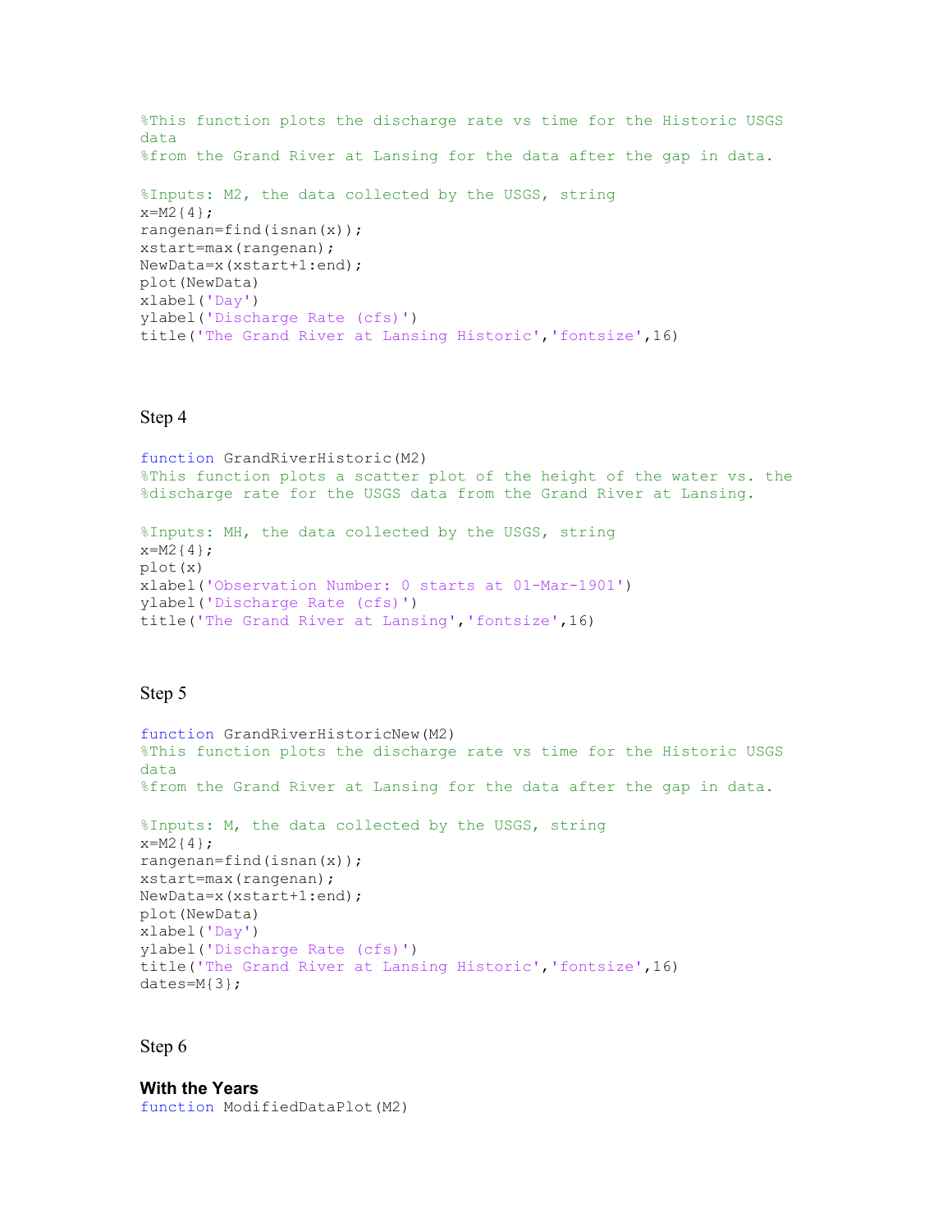```
%This function plots the discharge rate vs time for the Historic USGS
data
%from the Grand River at Lansing for the data after the gap in data.

%Inputs: M2, the data collected by the USGS, string
x=M2{4};
rangenan=find(isnan(x));
xstart=max(rangenan);
NewData=x(xstart+1:end);
plot(NewData)
xlabel('Day')
ylabel('Discharge Rate (cfs)')
title('The Grand River at Lansing Historic','fontsize',16)
```

Step 4

```
function GrandRiverHistoric(M2)
%This function plots a scatter plot of the height of the water vs. the
%discharge rate for the USGS data from the Grand River at Lansing.

%Inputs: MH, the data collected by the USGS, string
x=M2{4};
plot(x)
xlabel('Observation Number: 0 starts at 01-Mar-1901')
ylabel('Discharge Rate (cfs)')
title('The Grand River at Lansing','fontsize',16)
```

Step 5

```
function GrandRiverHistoricNew(M2)
%This function plots the discharge rate vs time for the Historic USGS
data
%from the Grand River at Lansing for the data after the gap in data.

%Inputs: M, the data collected by the USGS, string
x=M2{4};
rangenan=find(isnan(x));
xstart=max(rangenan);
NewData=x(xstart+1:end);
plot(NewData)
xlabel('Day')
ylabel('Discharge Rate (cfs)')
title('The Grand River at Lansing Historic','fontsize',16)
dates=M{3};
```

Step 6

**With the Years**

```
function ModifiedDataPlot(M2)
```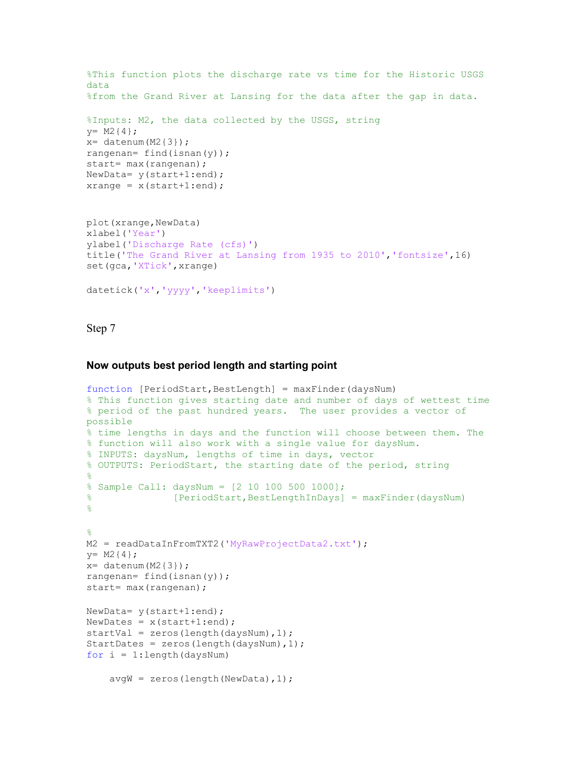```
%This function plots the discharge rate vs time for the Historic USGS
data
%from the Grand River at Lansing for the data after the gap in data.

%Inputs: M2, the data collected by the USGS, string
y= M2{4};
x= datenum(M2{3});
rangenan= find(isnan(y));
start= max(rangenan);
NewData= y(start+1:end);
xrange = x(start+1:end);


plot(xrange,NewData)
xlabel('Year')
ylabel('Discharge Rate (cfs)')
title('The Grand River at Lansing from 1935 to 2010','fontsize',16)
set(gca,'XTick',xrange)

datetick('x','yyyy','keeplimits')
```

Step 7

**Now outputs best period length and starting point**

```
function [PeriodStart,BestLength] = maxFinder(daysNum)
% This function gives starting date and number of days of wettest time
% period of the past hundred years.  The user provides a vector of
possible
% time lengths in days and the function will choose between them. The
% function will also work with a single value for daysNum.
% INPUTS: daysNum, lengths of time in days, vector
% OUTPUTS: PeriodStart, the starting date of the period, string
%
% Sample Call: daysNum = [2 10 100 500 1000];
%              [PeriodStart,BestLengthInDays] = maxFinder(daysNum)
%

%
M2 = readDataInFromTXT2('MyRawProjectData2.txt');
y= M2{4};
x= datenum(M2{3});
rangenan= find(isnan(y));
start= max(rangenan);

NewData= y(start+1:end);
NewDates = x(start+1:end);
startVal = zeros(length(daysNum),1);
StartDates = zeros(length(daysNum),1);
for i = 1:length(daysNum)

    avgW = zeros(length(NewData),1);
```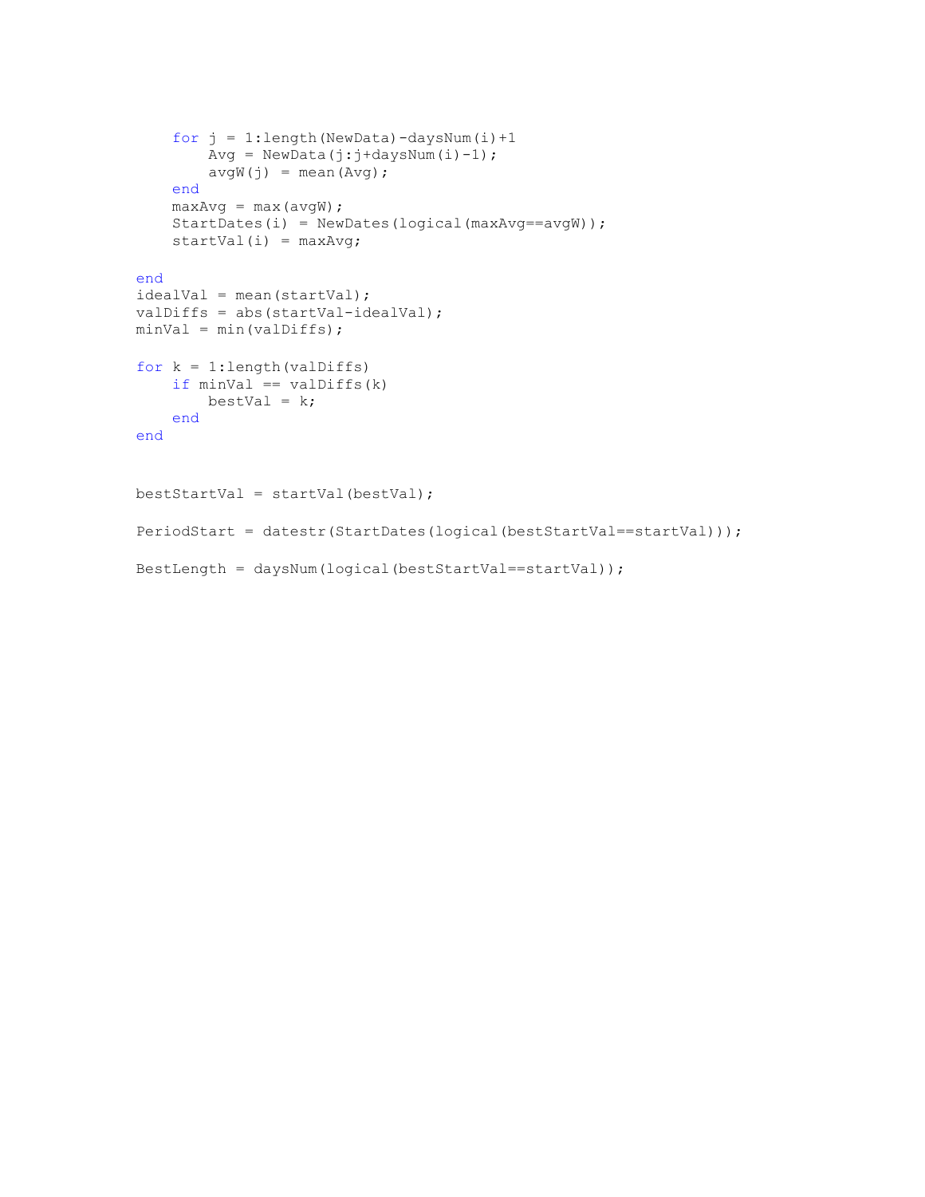```
    for j = 1:length(NewData)-daysNum(i)+1
        Avg = NewData(j:j+daysNum(i)-1);
        avgW(j) = mean(Avg);
    end
    maxAvg = max(avgW);
    StartDates(i) = NewDates(logical(maxAvg==avgW));
    startVal(i) = maxAvg;

end
idealVal = mean(startVal);
valDiffs = abs(startVal-idealVal);
minVal = min(valDiffs);

for k = 1:length(valDiffs)
    if minVal == valDiffs(k)
        bestVal = k;
    end
end


bestStartVal = startVal(bestVal);

PeriodStart = datestr(StartDates(logical(bestStartVal==startVal)));

BestLength = daysNum(logical(bestStartVal==startVal));
```